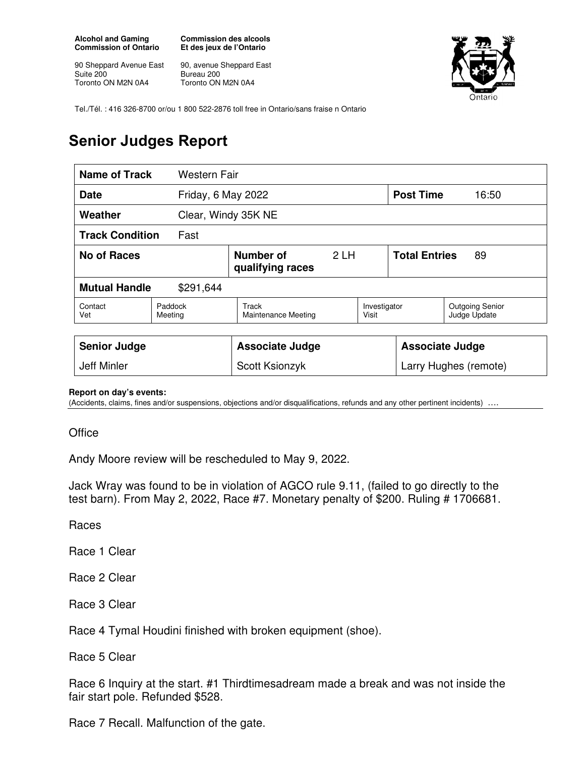**Alcohol and Gaming Commission of Ontario**

90 Sheppard Avenue East
Suite 200
Toronto ON M2N 0A4

**Commission des alcools Et des jeux de l'Ontario**

90, avenue Sheppard East
Bureau 200
Toronto ON M2N 0A4

Tel./Tél. : 416 326-8700 or/ou 1 800 522-2876 toll free in Ontario/sans fraise n Ontario

# Senior Judges Report

| **Name of Track** | Western Fair | | |
|---|---|---|---|
| **Date** | Friday, 6 May 2022 | **Post Time** | 16:50 |
| **Weather** | Clear, Windy 35K NE | | |
| **Track Condition** | Fast | | |
| **No of Races** | **Number of qualifying races** 2 LH | **Total Entries** | 89 |
| **Mutual Handle** | $291,644 | | |

| Contact Vet | Paddock Meeting | Track Maintenance Meeting | Investigator Visit | Outgoing Senior Judge Update |
|---|---|---|---|---|

| **Senior Judge** | **Associate Judge** | **Associate Judge** |
|---|---|---|
| Jeff Minler | Scott Ksionzyk | Larry Hughes (remote) |

**Report on day's events:**
(Accidents, claims, fines and/or suspensions, objections and/or disqualifications, refunds and any other pertinent incidents) ….

Office

Andy Moore review will be rescheduled to May 9, 2022.

Jack Wray was found to be in violation of AGCO rule 9.11, (failed to go directly to the test barn). From May 2, 2022, Race #7. Monetary penalty of $200. Ruling # 1706681.

Races

Race 1 Clear

Race 2 Clear

Race 3 Clear

Race 4 Tymal Houdini finished with broken equipment (shoe).

Race 5 Clear

Race 6 Inquiry at the start. #1 Thirdtimesadream made a break and was not inside the fair start pole. Refunded $528.

Race 7 Recall. Malfunction of the gate.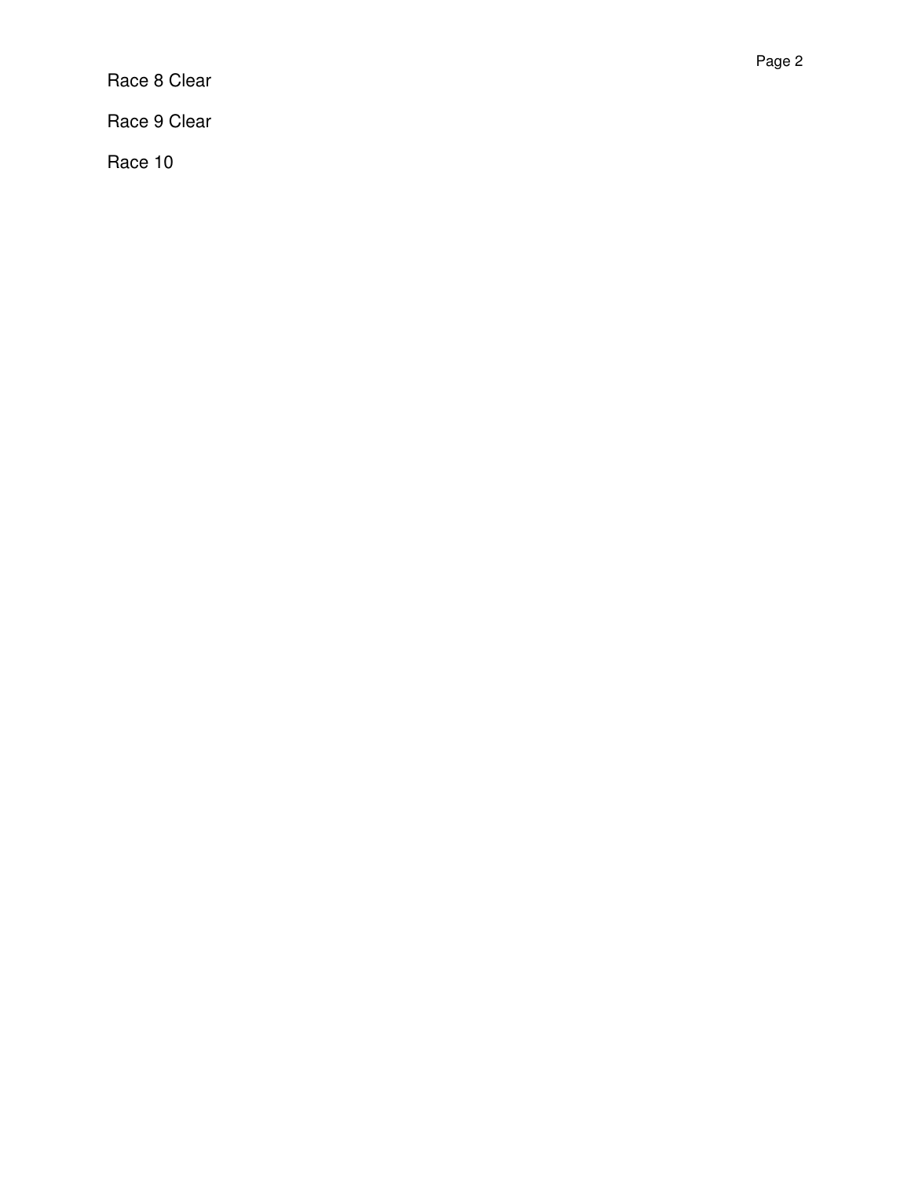Race 8 Clear

Race 9 Clear

Race 10